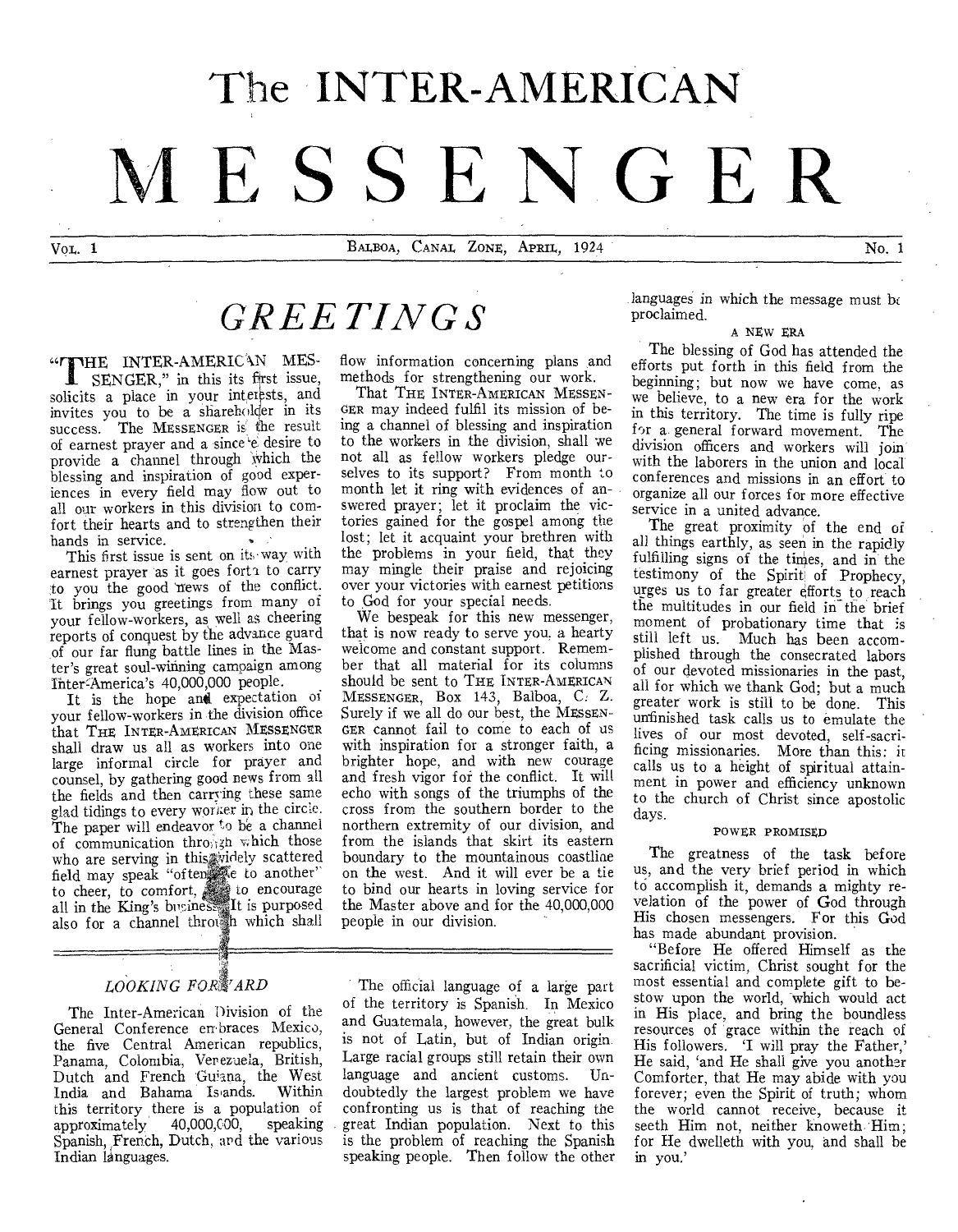# The INTER-AMERICAN MESSENGER

VOL. 1 BALBOA, CANAL ZONE, APRIL, 1924 No. 1

## GREETINGS

"THE INTER-AMERICAN MESSENGER," in this its first issue, solicits a place in your interests, and invites you to be a shareholder in its success. The MESSENGER is the result of earnest prayer and a sincere desire to provide a channel through which the blessing and inspiration of good experiences in every field may flow out to all our workers in this division to comfort their hearts and to strengthen their hands in service.

This first issue is sent on its way with earnest prayer as it goes forth to carry to you the good news of the conflict. It brings you greetings from many of your fellow-workers, as well as cheering reports of conquest by the advance guard of our far flung battle lines in the Master's great soul-winning campaign among Inter-America's 40,000,000 people.

It is the hope and expectation of your fellow-workers in the division office that THE INTER-AMERICAN MESSENGER shall draw us all as workers into one large informal circle for prayer and counsel, by gathering good news from all the fields and then carrying these same glad tidings to every worker in the circle. The paper will endeavor to be a channel of communication through which those who are serving in this widely scattered field may speak "often one to another" to cheer, to comfort, and to encourage all in the King's business. It is purposed also for a channel through which shall flow information concerning plans and methods for strengthening our work.

That THE INTER-AMERICAN MESSENGER may indeed fulfil its mission of being a channel of blessing and inspiration to the workers in the division, shall we not all as fellow workers pledge ourselves to its support? From month to month let it ring with evidences of answered prayer; let it proclaim the victories gained for the gospel among the lost; let it acquaint your brethren with the problems in your field, that they may mingle their praise and rejoicing over your victories with earnest petitions to God for your special needs.

We bespeak for this new messenger, that is now ready to serve you, a hearty welcome and constant support. Remember that all material for its columns should be sent to THE INTER-AMERICAN MESSENGER, Box 143, Balboa, C. Z. Surely if we all do our best, the MESSENGER cannot fail to come to each of us with inspiration for a stronger faith, a brighter hope, and with new courage and fresh vigor for the conflict. It will echo with songs of the triumphs of the cross from the southern border to the northern extremity of our division, and from the islands that skirt its eastern boundary to the mountainous coastline on the west. And it will ever be a tie to bind our hearts in loving service for the Master above and for the 40,000,000 people in our division.

## LOOKING FORWARD

The Inter-American Division of the General Conference embraces Mexico, the five Central American republics, Panama, Colombia, Venezuela, British, Dutch and French Guiana, the West India and Bahama Islands. Within this territory there is a population of approximately 40,000,000, speaking Spanish, French, Dutch, and the various Indian languages.

The official language of a large part of the territory is Spanish. In Mexico and Guatemala, however, the great bulk is not of Latin, but of Indian origin. Large racial groups still retain their own language and ancient customs. Undoubtedly the largest problem we have confronting us is that of reaching the great Indian population. Next to this is the problem of reaching the Spanish speaking people. Then follow the other languages in which the message must be proclaimed.

### A NEW ERA

The blessing of God has attended the efforts put forth in this field from the beginning; but now we have come, as we believe, to a new era for the work in this territory. The time is fully ripe for a general forward movement. The division officers and workers will join with the laborers in the union and local conferences and missions in an effort to organize all our forces for more effective service in a united advance.

The great proximity of the end of all things earthly, as seen in the rapidly fulfilling signs of the times, and in the testimony of the Spirit of Prophecy, urges us to far greater efforts to reach the multitudes in our field in the brief moment of probationary time that is still left us. Much has been accomplished through the consecrated labors of our devoted missionaries in the past, all for which we thank God; but a much greater work is still to be done. This unfinished task calls us to emulate the lives of our most devoted, self-sacrificing missionaries. More than this: it calls us to a height of spiritual attainment in power and efficiency unknown to the church of Christ since apostolic days.

### POWER PROMISED

The greatness of the task before us, and the very brief period in which to accomplish it, demands a mighty revelation of the power of God through His chosen messengers. For this God has made abundant provision.

"Before He offered Himself as the sacrificial victim, Christ sought for the most essential and complete gift to bestow upon the world, which would act in His place, and bring the boundless resources of grace within the reach of His followers. 'I will pray the Father,' He said, 'and He shall give you another Comforter, that He may abide with you forever; even the Spirit of truth; whom the world cannot receive, because it seeth Him not, neither knoweth Him; for He dwelleth with you, and shall be in you.'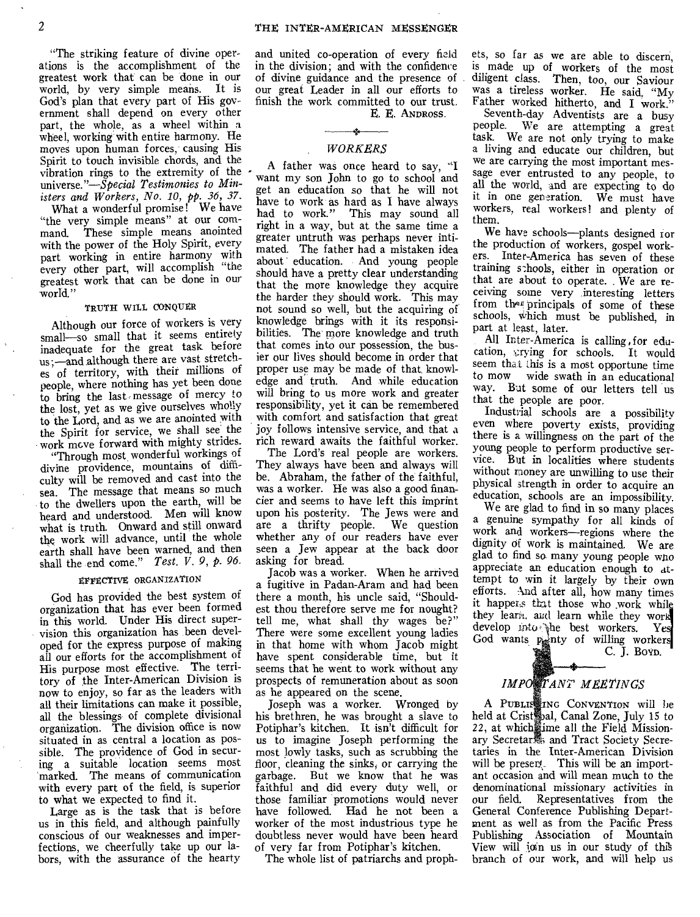"The striking feature of divine operations is the accomplishment of the greatest work that can be done in our world, by very simple means. It is God's plan that every part of His government shall depend on every other part, the whole, as a wheel within a wheel, working with entire harmony. He moves upon human forces, causing His Spirit to touch invisible chords, and the vibration rings to the extremity of the universe."—*Special Testimonies to Ministers and Workers, No. 10, pp. 36, 37.*

What a wonderful promise! We have "the very simple means" at our command. These simple means anointed with the power of the Holy Spirit, every part working in entire harmony with every other part, will accomplish "the greatest work that can be done in our world."

#### TRUTH WILL CONQUER

Although our force of workers is very small—so small that it seems entirely inadequate for the great task before us;—and although there are vast stretches of territory, with their millions of people, where nothing has yet been done to bring the last message of mercy to the lost, yet as we give ourselves wholly to the Lord, and as we are anointed with the Spirit for service, we shall see the work move forward with mighty strides.

"Through most wonderful workings of divine providence, mountains of difficulty will be removed and cast into the sea. The message that means so much to the dwellers upon the earth, will be heard and understood. Men will know what is truth. Onward and still onward the work will advance, until the whole earth shall have been warned, and then shall the end come." *Test. V. 9, p. 96.*

#### EFFECTIVE ORGANIZATION

God has provided the best system of organization that has ever been formed in this world. Under His direct supervision this organization has been developed for the express purpose of making all our efforts for the accomplishment of His purpose most effective. The territory of the Inter-American Division is now to enjoy, so far as the leaders with all their limitations can make it possible, all the blessings of complete divisional organization. The division office is now situated in as central a location as possible. The providence of God in securing a suitable location seems most marked. The means of communication with every part of the field, is superior to what we expected to find it.

Large as is the task that is before us in this field, and although painfully conscious of our weaknesses and imperfections, we cheerfully take up our labors, with the assurance of the hearty and united co-operation of every field in the division; and with the confidence of divine guidance and the presence of our great Leader in all our efforts to finish the work committed to our trust.

E. E. ANDROSS.

## *WORKERS*

A father was once heard to say, "I want my son John to go to school and get an education so that he will not have to work as hard as I have always had to work." This may sound all right in a way, but at the same time a greater untruth was perhaps never intimated. The father had a mistaken idea about education. And young people should have a pretty clear understanding that the more knowledge they acquire the harder they should work. This may not sound so well, but the acquiring of knowledge brings with it its responsibilities. The more knowledge and truth that comes into our possession, the busier our lives should become in order that proper use may be made of that knowledge and truth. And while education will bring to us more work and greater responsibility, yet it can be remembered with comfort and satisfaction that great joy follows intensive service, and that a rich reward awaits the faithful worker.

The Lord's real people are workers. They always have been and always will be. Abraham, the father of the faithful, was a worker. He was also a good financier and seems to have left this imprint upon his posterity. The Jews were and are a thrifty people. We question whether any of our readers have ever seen a Jew appear at the back door asking for bread.

Jacob was a worker. When he arrived a fugitive in Padan-Aram and had been there a month, his uncle said, "Shouldest thou therefore serve me for nought? tell me, what shall thy wages be?" There were some excellent young ladies in that home with whom Jacob might have spent considerable time, but it seems that he went to work without any prospects of remuneration about as soon as he appeared on the scene.

Joseph was a worker. Wronged by his brethren, he was brought a slave to Potiphar's kitchen. It isn't difficult for us to imagine Joseph performing the most lowly tasks, such as scrubbing the floor, cleaning the sinks, or carrying the garbage. But we know that he was faithful and did every duty well, or those familiar promotions would never have followed. Had he not been a worker of the most industrious type he doubtless never would have been heard of very far from Potiphar's kitchen.

The whole list of patriarchs and prophets, so far as we are able to discern, is made up of workers of the most diligent class. Then, too, our Saviour was a tireless worker. He said, "My Father worked hitherto, and I work."

Seventh-day Adventists are a busy people. We are attempting a great task. We are not only trying to make a living and educate our children, but we are carrying the most important message ever entrusted to any people, to all the world, and are expecting to do it in one generation. We must have workers, real workers! and plenty of them.

We have schools—plants designed for the production of workers, gospel workers. Inter-America has seven of these training schools, either in operation or that are about to operate. We are receiving some very interesting letters from the principals of some of these schools, which must be published, in part at least, later.

All Inter-America is calling for education, crying for schools. It would seem that this is a most opportune time to mow wide swath in an educational way. But some of our letters tell us that the people are poor.

Industrial schools are a possibility even where poverty exists, providing there is a willingness on the part of the young people to perform productive service. But in localities where students without money are unwilling to use their physical strength in order to acquire an education, schools are an impossibility.

We are glad to find in so many places a genuine sympathy for all kinds of work and workers—regions where the dignity of work is maintained. We are glad to find so many young people who appreciate an education enough to attempt to win it largely by their own efforts. And after all, how many times it happens that those who work while they learn, and learn while they work develop into the best workers. Yes God wants plenty of willing workers

C. J. BOYD.

## *IMPORTANT MEETINGS*

A PUBLISHING CONVENTION will be held at Cristobal, Canal Zone, July 15 to 22, at which time all the Field Missionary Secretaries and Tract Society Secretaries in the Inter-American Division will be present. This will be an important occasion and will mean much to the denominational missionary activities in our field. Representatives from the General Conference Publishing Department as well as from the Pacific Press Publishing Association of Mountain View will join us in our study of this branch of our work, and will help us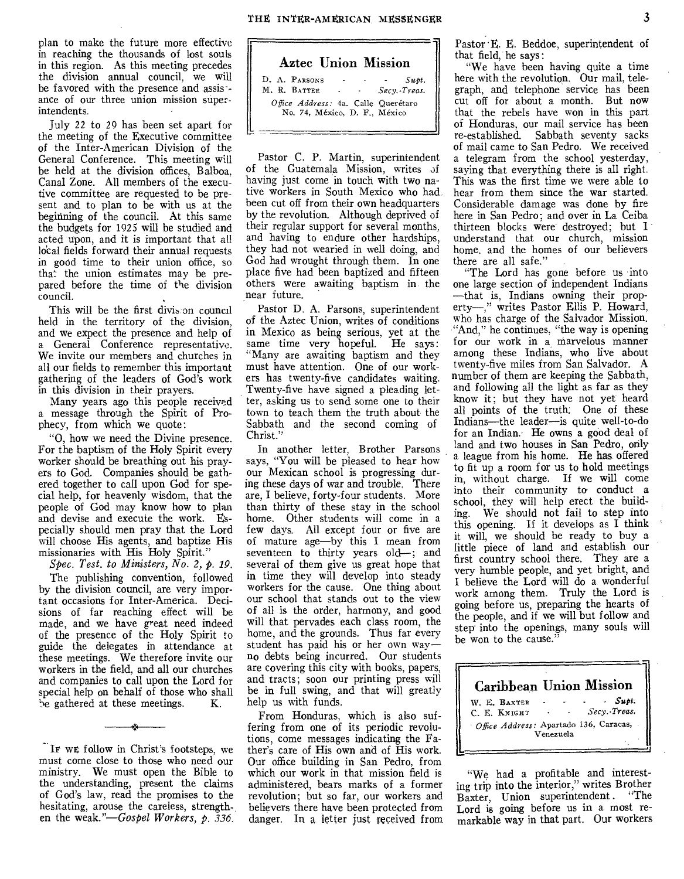plan to make the future more effective in reaching the thousands of lost souls in this region. As this meeting precedes the division annual council, we will be favored with the presence and assistance of our three union mission superintendents.

July 22 to 29 has been set apart for the meeting of the Executive committee of the Inter-American Division of the General Conference. This meeting will be held at the division offices, Balboa, Canal Zone. All members of the executive committee are requested to be present and to plan to be with us at the beginning of the council. At this same time the budgets for 1925 will be studied and acted upon, and it is important that all local fields forward their annual requests in good time to their union office, so that the union estimates may be prepared before the time of the division council.

This will be the first division council held in the territory of the division, and we expect the presence and help of a General Conference representative. We invite our members and churches in all our fields to remember this important gathering of the leaders of God's work in this division in their prayers.

Many years ago this people received a message through the Spirit of Prophecy, from which we quote:

"O, how we need the Divine presence. For the baptism of the Holy Spirit every worker should be breathing out his prayers to God. Companies should be gathered together to call upon God for special help, for heavenly wisdom, that the people of God may know how to plan and devise and execute the work. Especially should men pray that the Lord will choose His agents, and baptize His missionaries with His Holy Spirit."

*Spec. Test. to Ministers, No. 2, p. 19.*

The publishing convention, followed by the division council, are very important occasions for Inter-America. Decisions of far reaching effect will be made, and we have great need indeed of the presence of the Holy Spirit to guide the delegates in attendance at these meetings. We therefore invite our workers in the field, and all our churches and companies to call upon the Lord for special help on behalf of those who shall be gathered at these meetings. K.

---

IF WE follow in Christ's footsteps, we must come close to those who need our ministry. We must open the Bible to the understanding, present the claims of God's law, read the promises to the hesitating, arouse the careless, strengthen the weak."—*Gospel Workers, p. 336.*

## Aztec Union Mission

D. A. PARSONS - - - *Supt.*
M. R. BATTEE - - *Secy.-Treas.*

*Office Address:* 4a. Calle Querétaro No. 74, México, D. F., México

Pastor C. P. Martin, superintendent of the Guatemala Mission, writes of having just come in touch with two native workers in South Mexico who had been cut off from their own headquarters by the revolution. Although deprived of their regular support for several months, and having to endure other hardships, they had not wearied in well doing, and God had wrought through them. In one place five had been baptized and fifteen others were awaiting baptism in the near future.

Pastor D. A. Parsons, superintendent of the Aztec Union, writes of conditions in Mexico as being serious, yet at the same time very hopeful. He says: "Many are awaiting baptism and they must have attention. One of our workers has twenty-five candidates waiting. Twenty-five have signed a pleading letter, asking us to send some one to their town to teach them the truth about the Sabbath and the second coming of Christ."

In another letter, Brother Parsons says, "You will be pleased to hear how our Mexican school is progressing during these days of war and trouble. There are, I believe, forty-four students. More than thirty of these stay in the school home. Other students will come in a few days. All except four or five are of mature age—by this I mean from seventeen to thirty years old—; and several of them give us great hope that in time they will develop into steady workers for the cause. One thing about our school that stands out to the view of all is the order, harmony, and good will that pervades each class room, the home, and the grounds. Thus far every student has paid his or her own way—no debts being incurred. Our students are covering this city with books, papers, and tracts; soon our printing press will be in full swing, and that will greatly help us with funds.

From Honduras, which is also suffering from one of its periodic revolutions, come messages indicating the Father's care of His own and of His work. Our office building in San Pedro, from which our work in that mission field is administered, bears marks of a former revolution; but so far, our workers and believers there have been protected from danger. In a letter just received from Pastor E. E. Beddoe, superintendent of that field, he says:

"We have been having quite a time here with the revolution. Our mail, telegraph, and telephone service has been cut off for about a month. But now that the rebels have won in this part of Honduras, our mail service has been re-established. Sabbath seventy sacks of mail came to San Pedro. We received a telegram from the school yesterday, saying that everything there is all right. This was the first time we were able to hear from them since the war started. Considerable damage was done by fire here in San Pedro; and over in La Ceiba thirteen blocks were destroyed; but I understand that our church, mission home, and the homes of our believers there are all safe."

"The Lord has gone before us into one large section of independent Indians —that is, Indians owning their property—," writes Pastor Ellis P. Howard, who has charge of the Salvador Mission. "And," he continues, "the way is opening for our work in a marvelous manner among these Indians, who live about twenty-five miles from San Salvador. A number of them are keeping the Sabbath, and following all the light as far as they know it; but they have not yet heard all points of the truth. One of these Indians—the leader—is quite well-to-do for an Indian. He owns a good deal of land and two houses in San Pedro, only a league from his home. He has offered to fit up a room for us to hold meetings in, without charge. If we will come into their community to conduct a school, they will help erect the building. We should not fail to step into this opening. If it develops as I think it will, we should be ready to buy a little piece of land and establish our first country school there. They are a very humble people, and yet bright, and I believe the Lord will do a wonderful work among them. Truly the Lord is going before us, preparing the hearts of the people, and if we will but follow and step into the openings, many souls will be won to the cause."

## Caribbean Union Mission

W. E. BAXTER - - - - *Supt.*
C. E. KNIGHT - - *Secy.-Treas.*

*Office Address:* Apartado 136, Caracas, Venezuela

"We had a profitable and interesting trip into the interior," writes Brother Baxter, Union superintendent. "The Lord is going before us in a most remarkable way in that part. Our workers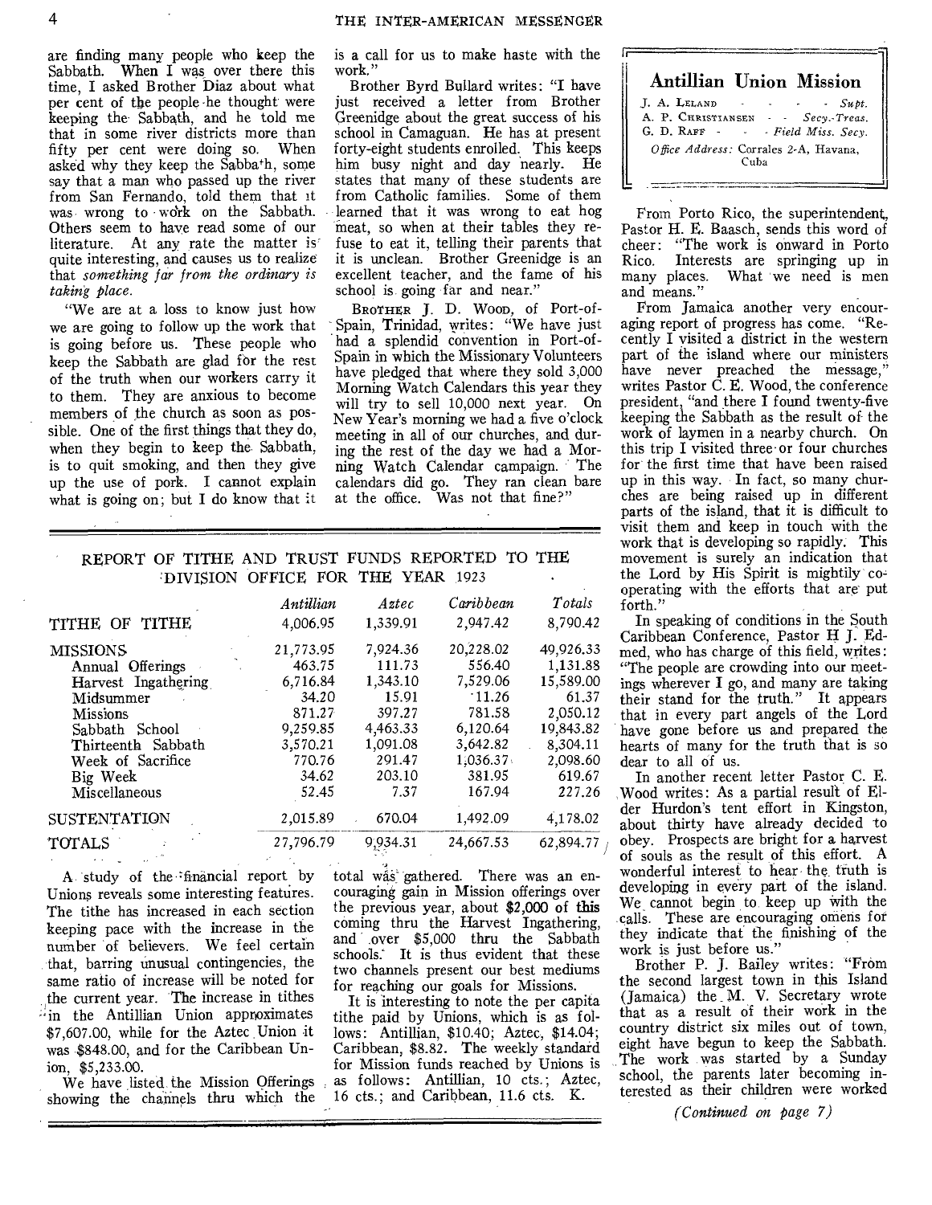are finding many people who keep the Sabbath. When I was over there this time, I asked Brother Diaz about what per cent of the people he thought were keeping the Sabbath, and he told me that in some river districts more than fifty per cent were doing so. When asked why they keep the Sabbath, some say that a man who passed up the river from San Fernando, told them that it was wrong to work on the Sabbath. Others seem to have read some of our literature. At any rate the matter is quite interesting, and causes us to realize that *something far from the ordinary is taking place.*

"We are at a loss to know just how we are going to follow up the work that is going before us. These people who keep the Sabbath are glad for the rest of the truth when our workers carry it to them. They are anxious to become members of the church as soon as possible. One of the first things that they do, when they begin to keep the Sabbath, is to quit smoking, and then they give up the use of pork. I cannot explain what is going on; but I do know that it is a call for us to make haste with the work."

Brother Byrd Bullard writes: "I have just received a letter from Brother Greenidge about the great success of his school in Camaguan. He has at present forty-eight students enrolled. This keeps him busy night and day nearly. He states that many of these students are from Catholic families. Some of them learned that it was wrong to eat hog meat, so when at their tables they refuse to eat it, telling their parents that it is unclean. Brother Greenidge is an excellent teacher, and the fame of his school is going far and near."

Brother J. D. Wood, of Port-of-Spain, Trinidad, writes: "We have just had a splendid convention in Port-of-Spain in which the Missionary Volunteers have pledged that where they sold 3,000 Morning Watch Calendars this year they will try to sell 10,000 next year. On New Year's morning we had a five o'clock meeting in all of our churches, and during the rest of the day we had a Morning Watch Calendar campaign. The calendars did go. They ran clean bare at the office. Was not that fine?"

## REPORT OF TITHE AND TRUST FUNDS REPORTED TO THE DIVISION OFFICE FOR THE YEAR 1923

| | *Antillian* | *Aztec* | *Caribbean* | *Totals* |
|---|---|---|---|---|
| TITHE OF TITHE | 4,006.95 | 1,339.91 | 2,947.42 | 8,790.42 |
| MISSIONS | 21,773.95 | 7,924.36 | 20,228.02 | 49,926.33 |
| Annual Offerings | 463.75 | 111.73 | 556.40 | 1,131.88 |
| Harvest Ingathering | 6,716.84 | 1,343.10 | 7,529.06 | 15,589.00 |
| Midsummer | 34.20 | 15.91 | 11.26 | 61.37 |
| Missions | 871.27 | 397.27 | 781.58 | 2,050.12 |
| Sabbath School | 9,259.85 | 4,463.33 | 6,120.64 | 19,843.82 |
| Thirteenth Sabbath | 3,570.21 | 1,091.08 | 3,642.82 | 8,304.11 |
| Week of Sacrifice | 770.76 | 291.47 | 1,036.37 | 2,098.60 |
| Big Week | 34.62 | 203.10 | 381.95 | 619.67 |
| Miscellaneous | 52.45 | 7.37 | 167.94 | 227.26 |
| SUSTENTATION | 2,015.89 | 670.04 | 1,492.09 | 4,178.02 |
| TOTALS | 27,796.79 | 9,934.31 | 24,667.53 | 62,894.77 |

A study of the financial report by Unions reveals some interesting features. The tithe has increased in each section keeping pace with the increase in the number of believers. We feel certain that, barring unusual contingencies, the same ratio of increase will be noted for the current year. The increase in tithes in the Antillian Union approximates $7,607.00, while for the Aztec Union it was $848.00, and for the Caribbean Union, $5,233.00.

We have listed the Mission Offerings showing the channels thru which the total was gathered. There was an encouraging gain in Mission offerings over the previous year, about $2,000 of this coming thru the Harvest Ingathering, and over $5,000 thru the Sabbath schools. It is thus evident that these two channels present our best mediums for reaching our goals for Missions.

It is interesting to note the per capita tithe paid by Unions, which is as follows: Antillian, $10.40; Aztec, $14.04; Caribbean, $8.82. The weekly standard for Mission funds reached by Unions is as follows: Antillian, 10 cts.; Aztec, 16 cts.; and Caribbean, 11.6 cts. K.

## Antillian Union Mission

J. A. Leland - - - - *Supt.*
A. P. Christiansen - - *Secy.-Treas.*
G. D. Raff - - - *Field Miss. Secy.*
*Office Address:* Corrales 2-A, Havana, Cuba

From Porto Rico, the superintendent, Pastor H. E. Baasch, sends this word of cheer: "The work is onward in Porto Rico. Interests are springing up in many places. What we need is men and means."

From Jamaica another very encouraging report of progress has come. "Recently I visited a district in the western part of the island where our ministers have never preached the message," writes Pastor C. E. Wood, the conference president, "and there I found twenty-five keeping the Sabbath as the result of the work of laymen in a nearby church. On this trip I visited three or four churches for the first time that have been raised up in this way. In fact, so many churches are being raised up in different parts of the island, that it is difficult to visit them and keep in touch with the work that is developing so rapidly. This movement is surely an indication that the Lord by His Spirit is mightily cooperating with the efforts that are put forth."

In speaking of conditions in the South Caribbean Conference, Pastor H J. Edmed, who has charge of this field, writes: "The people are crowding into our meetings wherever I go, and many are taking their stand for the truth." It appears that in every part angels of the Lord have gone before us and prepared the hearts of many for the truth that is so dear to all of us.

In another recent letter Pastor C. E. Wood writes: As a partial result of Elder Hurdon's tent effort in Kingston, about thirty have already decided to obey. Prospects are bright for a harvest of souls as the result of this effort. A wonderful interest to hear the truth is developing in every part of the island. We cannot begin to keep up with the calls. These are encouraging omens for they indicate that the finishing of the work is just before us."

Brother P. J. Bailey writes: "From the second largest town in this Island (Jamaica) the M. V. Secretary wrote that as a result of their work in the country district six miles out of town, eight have begun to keep the Sabbath. The work was started by a Sunday school, the parents later becoming interested as their children were worked

*(Continued on page 7)*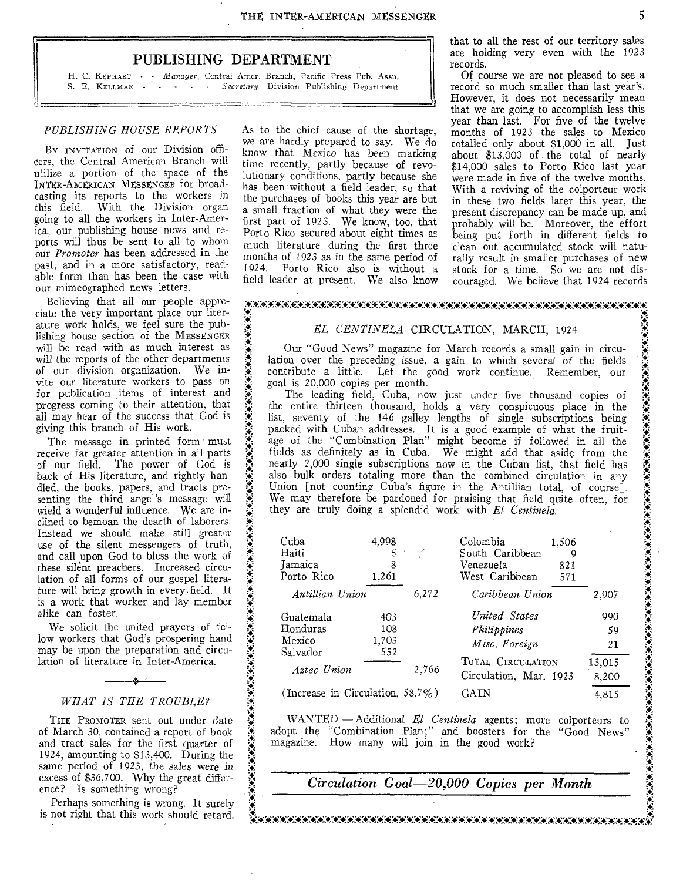## PUBLISHING DEPARTMENT

H. C. Kephart - - *Manager,* Central Amer. Branch, Pacific Press Pub. Assn.
S. E. Kellman - - - - - *Secretary,* Division Publishing Department

### *PUBLISHING HOUSE REPORTS*

By invitation of our Division officers, the Central American Branch will utilize a portion of the space of the Inter-American Messenger for broadcasting its reports to the workers in this field. With the Division organ going to all the workers in Inter-America, our publishing house news and reports will thus be sent to all to whom our *Promoter* has been addressed in the past, and in a more satisfactory, readable form than has been the case with our mimeographed news letters.

Believing that all our people appreciate the very important place our literature work holds, we feel sure the publishing house section of the Messenger will be read with as much interest as will the reports of the other departments of our division organization. We invite our literature workers to pass on for publication items of interest and progress coming to their attention, that all may hear of the success that God is giving this branch of His work.

The message in printed form must receive far greater attention in all parts of our field. The power of God is back of His literature, and rightly handled, the books, papers, and tracts presenting the third angel's message will wield a wonderful influence. We are inclined to bemoan the dearth of laborers. Instead we should make still greater use of the silent messengers of truth, and call upon God to bless the work of these silent preachers. Increased circulation of all forms of our gospel literature will bring growth in every field. It is a work that worker and lay member alike can foster.

We solicit the united prayers of fellow workers that God's prospering hand may be upon the preparation and circulation of literature in Inter-America.

### *WHAT IS THE TROUBLE?*

The Promoter sent out under date of March 30, contained a report of book and tract sales for the first quarter of 1924, amounting to $13,400. During the same period of 1923, the sales were in excess of $36,700. Why the great difference? Is something wrong?

Perhaps something is wrong. It surely is not right that this work should retard. As to the chief cause of the shortage, we are hardly prepared to say. We do know that Mexico has been marking time recently, partly because of revolutionary conditions, partly because she has been without a field leader, so that the purchases of books this year are but a small fraction of what they were the first part of 1923. We know, too, that Porto Rico secured about eight times as much literature during the first three months of 1923 as in the same period of 1924. Porto Rico also is without a field leader at present. We also know that to all the rest of our territory sales are holding very even with the 1923 records.

Of course we are not pleased to see a record so much smaller than last year's. However, it does not necessarily mean that we are going to accomplish less this year than last. For five of the twelve months of 1923 the sales to Mexico totalled only about $1,000 in all. Just about $13,000 of the total of nearly $14,000 sales to Porto Rico last year were made in five of the twelve months. With a reviving of the colporteur work in these two fields later this year, the present discrepancy can be made up, and probably will be. Moreover, the effort being put forth in different fields to clean out accumulated stock will naturally result in smaller purchases of new stock for a time. So we are not discouraged. We believe that 1924 records

### *EL CENTINELA* CIRCULATION, MARCH, 1924

Our "Good News" magazine for March records a small gain in circulation over the preceding issue, a gain to which several of the fields contribute a little. Let the good work continue. Remember, our goal is 20,000 copies per month.

The leading field, Cuba, now just under five thousand copies of the entire thirteen thousand, holds a very conspicuous place in the list, seventy of the 146 galley lengths of single subscriptions being packed with Cuban addresses. It is a good example of what the fruitage of the "Combination Plan" might become if followed in all the fields as definitely as in Cuba. We might add that aside from the nearly 2,000 single subscriptions now in the Cuban list, that field has also bulk orders totaling more than the combined circulation in any Union [not counting Cuba's figure in the Antillian total, of course]. We may therefore be pardoned for praising that field quite often, for they are truly doing a splendid work with *El Centinela.*

| | | | | | |
|---|---|---|---|---|---|
| Cuba | 4,998 | | Colombia | 1,506 | |
| Haiti | 5 | | South Caribbean | 9 | |
| Jamaica | 8 | | Venezuela | 821 | |
| Porto Rico | 1,261 | | West Caribbean | 571 | |
| *Antillian Union* | | 6,272 | *Caribbean Union* | | 2,907 |
| Guatemala | 403 | | *United States* | | 990 |
| Honduras | 108 | | *Philippines* | | 59 |
| Mexico | 1,703 | | *Misc. Foreign* | | 21 |
| Salvador | 552 | | | | |
| *Aztec Union* | | 2,766 | Total Circulation | | 13,015 |
| | | | Circulation, Mar. 1923 | | 8,200 |
| (Increase in Circulation, 58.7%) | | | GAIN | | 4,815 |

WANTED — Additional *El Centinela* agents; more colporteurs to adopt the "Combination Plan;" and boosters for the "Good News" magazine. How many will join in the good work?

***Circulation Goal—20,000 Copies per Month***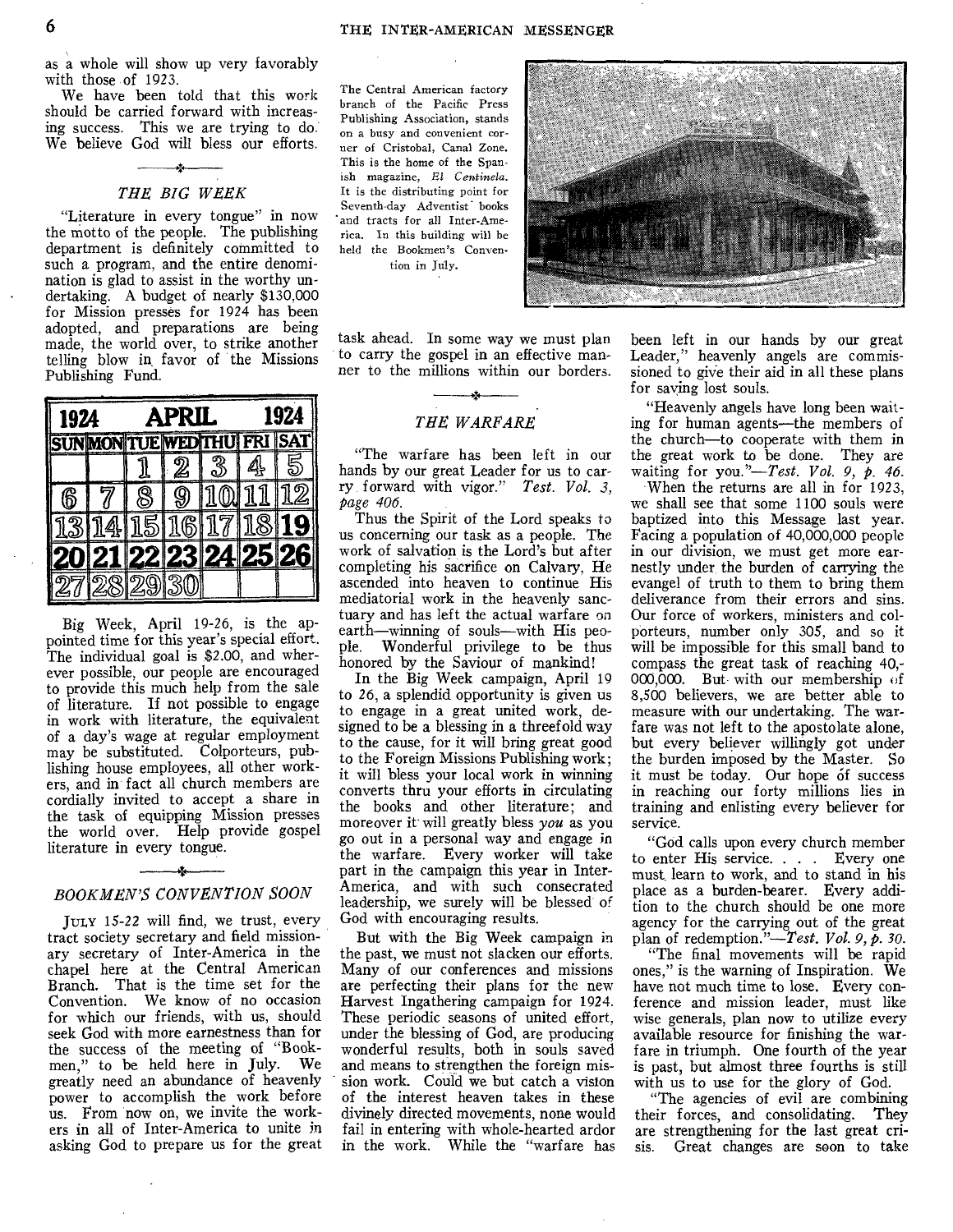as a whole will show up very favorably with those of 1923.

We have been told that this work should be carried forward with increasing success. This we are trying to do. We believe God will bless our efforts.

### *THE BIG WEEK*

"Literature in every tongue" in now the motto of the people. The publishing department is definitely committed to such a program, and the entire denomination is glad to assist in the worthy undertaking. A budget of nearly $130,000 for Mission presses for 1924 has been adopted, and preparations are being made, the world over, to strike another telling blow in favor of the Missions Publishing Fund.

| 1924 | | | APRIL | | | 1924 |
|---|---|---|---|---|---|---|
| SUN | MON | TUE | WED | THU | FRI | SAT |
| | | 1 | 2 | 3 | 4 | 5 |
| 6 | 7 | 8 | 9 | 10 | 11 | 12 |
| 13 | 14 | 15 | 16 | 17 | 18 | **19** |
| **20** | **21** | **22** | **23** | **24** | **25** | **26** |
| 27 | 28 | 29 | 30 | | | |

Big Week, April 19-26, is the appointed time for this year's special effort. The individual goal is $2.00, and wherever possible, our people are encouraged to provide this much help from the sale of literature. If not possible to engage in work with literature, the equivalent of a day's wage at regular employment may be substituted. Colporteurs, publishing house employees, all other workers, and in fact all church members are cordially invited to accept a share in the task of equipping Mission presses the world over. Help provide gospel literature in every tongue.

### *BOOKMEN'S CONVENTION SOON*

JULY 15-22 will find, we trust, every tract society secretary and field missionary secretary of Inter-America in the chapel here at the Central American Branch. That is the time set for the Convention. We know of no occasion for which our friends, with us, should seek God with more earnestness than for the success of the meeting of "Bookmen," to be held here in July. We greatly need an abundance of heavenly power to accomplish the work before us. From now on, we invite the workers in all of Inter-America to unite in asking God to prepare us for the great task ahead. In some way we must plan to carry the gospel in an effective manner to the millions within our borders.

The Central American factory branch of the Pacific Press Publishing Association, stands on a busy and convenient corner of Cristobal, Canal Zone. This is the home of the Spanish magazine, *El Centinela*. It is the distributing point for Seventh-day Adventist books and tracts for all Inter-America. In this building will be held the Bookmen's Convention in July.

### *THE WARFARE*

"The warfare has been left in our hands by our great Leader for us to carry forward with vigor." *Test. Vol. 3, page 406.*

Thus the Spirit of the Lord speaks to us concerning our task as a people. The work of salvation is the Lord's but after completing his sacrifice on Calvary, He ascended into heaven to continue His mediatorial work in the heavenly sanctuary and has left the actual warfare on earth—winning of souls—with His people. Wonderful privilege to be thus honored by the Saviour of mankind!

In the Big Week campaign, April 19 to 26, a splendid opportunity is given us to engage in a great united work, designed to be a blessing in a threefold way to the cause, for it will bring great good to the Foreign Missions Publishing work; it will bless your local work in winning converts thru your efforts in circulating the books and other literature; and moreover it will greatly bless *you* as you go out in a personal way and engage in the warfare. Every worker will take part in the campaign this year in Inter-America, and with such consecrated leadership, we surely will be blessed of God with encouraging results.

But with the Big Week campaign in the past, we must not slacken our efforts. Many of our conferences and missions are perfecting their plans for the new Harvest Ingathering campaign for 1924. These periodic seasons of united effort, under the blessing of God, are producing wonderful results, both in souls saved and means to strengthen the foreign mission work. Could we but catch a vision of the interest heaven takes in these divinely directed movements, none would fail in entering with whole-hearted ardor in the work. While the "warfare has been left in our hands by our great Leader," heavenly angels are commissioned to give their aid in all these plans for saving lost souls.

"Heavenly angels have long been waiting for human agents—the members of the church—to cooperate with them in the great work to be done. They are waiting for you."—*Test. Vol. 9, p. 46.*

When the returns are all in for 1923, we shall see that some 1100 souls were baptized into this Message last year. Facing a population of 40,000,000 people in our division, we must get more earnestly under the burden of carrying the evangel of truth to them to bring them deliverance from their errors and sins. Our force of workers, ministers and colporteurs, number only 305, and so it will be impossible for this small band to compass the great task of reaching 40,000,000. But with our membership of 8,500 believers, we are better able to measure with our undertaking. The warfare was not left to the apostolate alone, but every believer willingly got under the burden imposed by the Master. So it must be today. Our hope of success in reaching our forty millions lies in training and enlisting every believer for service.

"God calls upon every church member to enter His service. . . . Every one must learn to work, and to stand in his place as a burden-bearer. Every addition to the church should be one more agency for the carrying out of the great plan of redemption."—*Test. Vol. 9, p. 30.*

"The final movements will be rapid ones," is the warning of Inspiration. We have not much time to lose. Every conference and mission leader, must like wise generals, plan now to utilize every available resource for finishing the warfare in triumph. One fourth of the year is past, but almost three fourths is still with us to use for the glory of God.

"The agencies of evil are combining their forces, and consolidating. They are strengthening for the last great crisis. Great changes are soon to take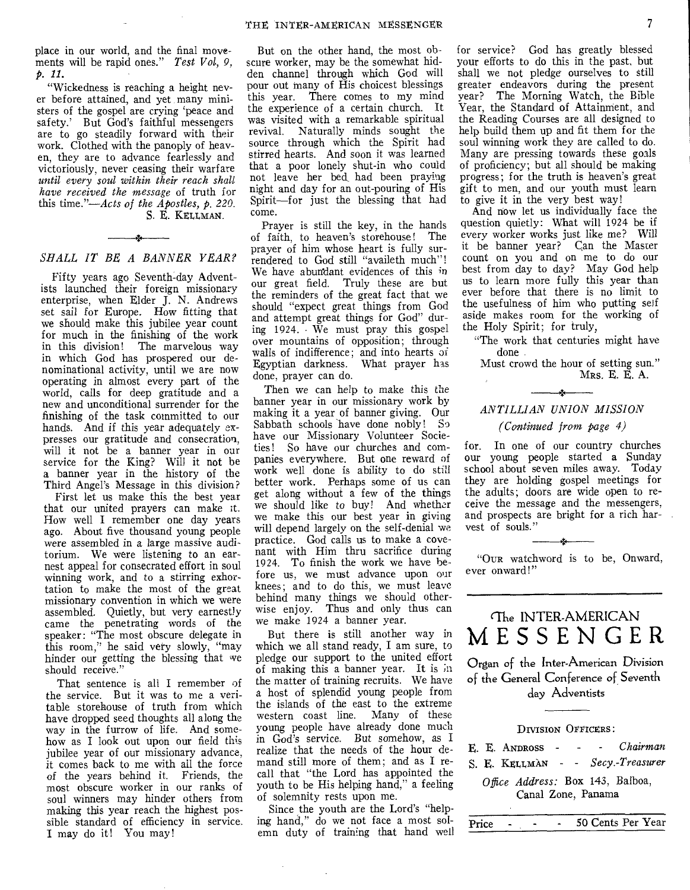place in our world, and the final movements will be rapid ones." *Test Vol, 9, p. 11.*

"Wickedness is reaching a height never before attained, and yet many ministers of the gospel are crying 'peace and safety.' But God's faithful messengers are to go steadily forward with their work. Clothed with the panoply of heaven, they are to advance fearlessly and victoriously, never ceasing their warfare *until every soul within their reach shall have received the message* of truth for this time."—*Acts of the Apostles, p. 220.*

S. E. KELLMAN.

## *SHALL IT BE A BANNER YEAR?*

Fifty years ago Seventh-day Adventists launched their foreign missionary enterprise, when Elder J. N. Andrews set sail for Europe. How fitting that we should make this jubilee year count for much in the finishing of the work in this division! The marvelous way in which God has prospered our denominational activity, until we are now operating in almost every part of the world, calls for deep gratitude and a new and unconditional surrender for the finishing of the task committed to our hands. And if this year adequately expresses our gratitude and consecration, will it not be a banner year in our service for the King? Will it not be a banner year in the history of the Third Angel's Message in this division?

First let us make this the best year that our united prayers can make it. How well I remember one day years ago. About five thousand young people were assembled in a large massive auditorium. We were listening to an earnest appeal for consecrated effort in soul winning work, and to a stirring exhortation to make the most of the great missionary convention in which we were assembled. Quietly, but very earnestly came the penetrating words of the speaker: "The most obscure delegate in this room," he said very slowly, "may hinder our getting the blessing that we should receive."

That sentence is all I remember of the service. But it was to me a veritable storehouse of truth from which have dropped seed thoughts all along the way in the furrow of life. And somehow as I look out upon our field this jubilee year of our missionary advance, it comes back to me with all the force of the years behind it. Friends, the most obscure worker in our ranks of soul winners may hinder others from making this year reach the highest possible standard of efficiency in service. I may do it! You may!

But on the other hand, the most obscure worker, may be the somewhat hidden channel through which God will pour out many of His choicest blessings this year. There comes to my mind the experience of a certain church. It was visited with a remarkable spiritual revival. Naturally minds sought the source through which the Spirit had stirred hearts. And soon it was learned that a poor lonely shut-in who could not leave her bed had been praying night and day for an out-pouring of His Spirit—for just the blessing that had come.

Prayer is still the key, in the hands of faith, to heaven's storehouse! The prayer of him whose heart is fully surrendered to God still "availeth much"! We have abundant evidences of this in our great field. Truly these are but the reminders of the great fact that we should "expect great things from God and attempt great things for God" during 1924. We must pray this gospel over mountains of opposition; through walls of indifference; and into hearts of Egyptian darkness. What prayer has done, prayer can do.

Then we can help to make this the banner year in our missionary work by making it a year of banner giving. Our Sabbath schools have done nobly! So have our Missionary Volunteer Societies! So have our churches and companies everywhere. But one reward of work well done is ability to do still better work. Perhaps some of us can get along without a few of the things we should like to buy! And whether we make this our best year in giving will depend largely on the self-denial we practice. God calls us to make a covenant with Him thru sacrifice during 1924. To finish the work we have before us, we must advance upon our knees; and to do this, we must leave behind many things we should otherwise enjoy. Thus and only thus can we make 1924 a banner year.

But there is still another way in which we all stand ready, I am sure, to pledge our support to the united effort of making this a banner year. It is in the matter of training recruits. We have a host of splendid young people from the islands of the east to the extreme western coast line. Many of these young people have already done much in God's service. But somehow, as I realize that the needs of the hour demand still more of them; and as I recall that "the Lord has appointed the youth to be His helping hand," a feeling of solemnity rests upon me.

Since the youth are the Lord's "helping hand," do we not face a most solemn duty of training that hand well for service? God has greatly blessed your efforts to do this in the past, but shall we not pledge ourselves to still greater endeavors during the present year? The Morning Watch, the Bible Year, the Standard of Attainment, and the Reading Courses are all designed to help build them up and fit them for the soul winning work they are called to do. Many are pressing towards these goals of proficiency; but all should be making progress; for the truth is heaven's great gift to men, and our youth must learn to give it in the very best way!

And now let us individually face the question quietly: What will 1924 be if every worker works just like me? Will it be banner year? Can the Master count on you and on me to do our best from day to day? May God help us to learn more fully this year than ever before that there is no limit to the usefulness of him who putting self aside makes room for the working of the Holy Spirit; for truly,

"The work that centuries might have done
Must crowd the hour of setting sun."

MRS. E. E. A.

## *ANTILLIAN UNION MISSION*

*(Continued from page 4)*

for. In one of our country churches our young people started a Sunday school about seven miles away. Today they are holding gospel meetings for the adults; doors are wide open to receive the message and the messengers, and prospects are bright for a rich harvest of souls."

"OUR watchword is to be, Onward, ever onward!"

# The INTER-AMERICAN MESSENGER

Organ of the Inter-American Division of the General Conference of Seventh day Adventists

DIVISION OFFICERS:

E. E. ANDROSS - - - *Chairman*

S. E. KELLMAN - - *Secy.-Treasurer*

*Office Address:* Box 143, Balboa, Canal Zone, Panama

Price - - - 50 Cents Per Year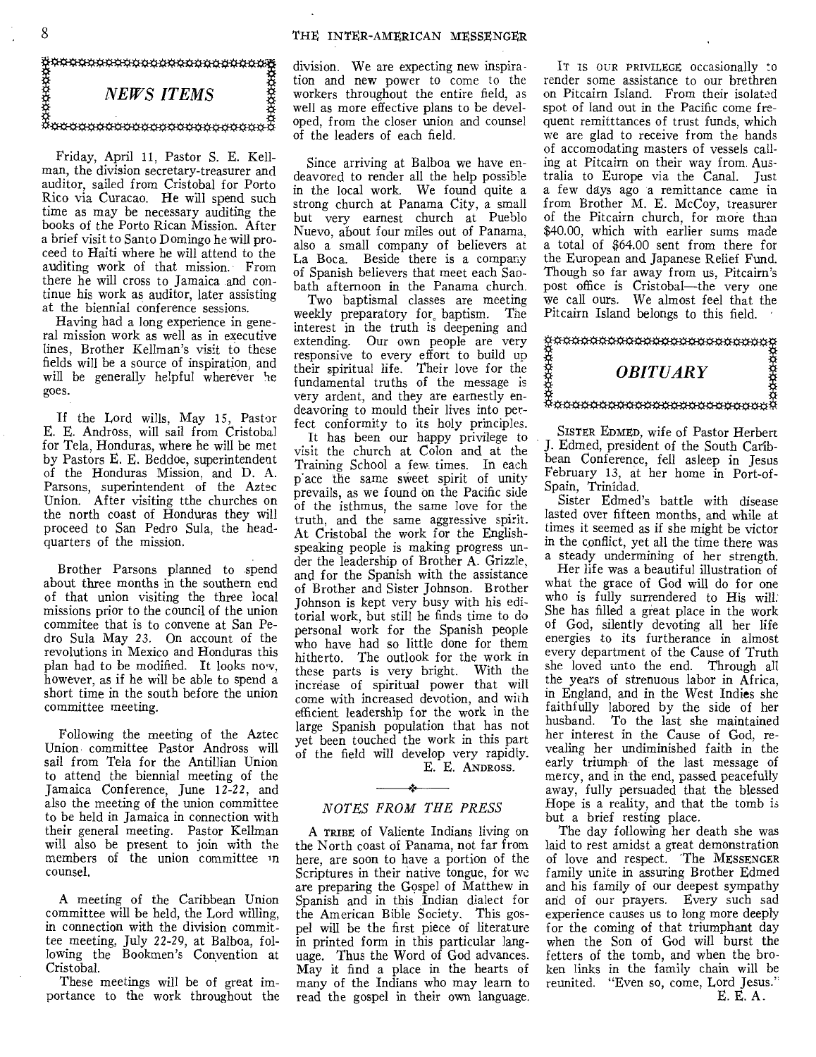## NEWS ITEMS

Friday, April 11, Pastor S. E. Kellman, the division secretary-treasurer and auditor, sailed from Cristobal for Porto Rico via Curacao. He will spend such time as may be necessary auditing the books of the Porto Rican Mission. After a brief visit to Santo Domingo he will proceed to Haiti where he will attend to the auditing work of that mission. From there he will cross to Jamaica and continue his work as auditor, later assisting at the biennial conference sessions.

Having had a long experience in general mission work as well as in executive lines, Brother Kellman's visit to these fields will be a source of inspiration, and will be generally helpful wherever he goes.

If the Lord wills, May 15, Pastor E. E. Andross, will sail from Cristobal for Tela, Honduras, where he will be met by Pastors E. E. Beddoe, superintendent of the Honduras Mission, and D. A. Parsons, superintendent of the Aztec Union. After visiting tthe churches on the north coast of Honduras they will proceed to San Pedro Sula, the headquarters of the mission.

Brother Parsons planned to spend about three months in the southern end of that union visiting the three local missions prior to the council of the union commitee that is to convene at San Pedro Sula May 23. On account of the revolutions in Mexico and Honduras this plan had to be modified. It looks now, however, as if he will be able to spend a short time in the south before the union committee meeting.

Following the meeting of the Aztec Union committee Pastor Andross will sail from Tela for the Antillian Union to attend the biennial meeting of the Jamaica Conference, June 12-22, and also the meeting of the union committee to be held in Jamaica in connection with their general meeting. Pastor Kellman will also be present to join with the members of the union committee in counsel.

A meeting of the Caribbean Union committee will be held, the Lord willing, in connection with the division committee meeting, July 22-29, at Balboa, following the Bookmen's Convention at Cristobal.

These meetings will be of great importance to the work throughout the division. We are expecting new inspiration and new power to come to the workers throughout the entire field, as well as more effective plans to be developed, from the closer union and counsel of the leaders of each field.

Since arriving at Balboa we have endeavored to render all the help possible in the local work. We found quite a strong church at Panama City, a small but very earnest church at Pueblo Nuevo, about four miles out of Panama, also a small company of believers at La Boca. Beside there is a company of Spanish believers that meet each Sabbath afternoon in the Panama church.

Two baptismal classes are meeting weekly preparatory for baptism. The interest in the truth is deepening and extending. Our own people are very responsive to every effort to build up their spiritual life. Their love for the fundamental truths of the message is very ardent, and they are earnestly endeavoring to mould their lives into perfect conformity to its holy principles.

It has been our happy privilege to visit the church at Colon and at the Training School a few times. In each place the same sweet spirit of unity prevails, as we found on the Pacific side of the isthmus, the same love for the truth, and the same aggressive spirit. At Cristobal the work for the English-speaking people is making progress under the leadership of Brother A. Grizzle, and for the Spanish with the assistance of Brother and Sister Johnson. Brother Johnson is kept very busy with his editorial work, but still he finds time to do personal work for the Spanish people who have had so little done for them hitherto. The outlook for the work in these parts is very bright. With the increase of spiritual power that will come with increased devotion, and with efficient leadership for the work in the large Spanish population that has not yet been touched the work in this part of the field will develop very rapidly.

E. E. ANDROSS.

### NOTES FROM THE PRESS

A TRIBE of Valiente Indians living on the North coast of Panama, not far from here, are soon to have a portion of the Scriptures in their native tongue, for we are preparing the Gospel of Matthew in Spanish and in this Indian dialect for the American Bible Society. This gospel will be the first piece of literature in printed form in this particular language. Thus the Word of God advances. May it find a place in the hearts of many of the Indians who may learn to read the gospel in their own language.

IT IS OUR PRIVILEGE occasionally to render some assistance to our brethren on Pitcairn Island. From their isolated spot of land out in the Pacific come frequent remitttances of trust funds, which we are glad to receive from the hands of accomodating masters of vessels calling at Pitcairn on their way from Australia to Europe via the Canal. Just a few days ago a remittance came in from Brother M. E. McCoy, treasurer of the Pitcairn church, for more than $40.00, which with earlier sums made a total of $64.00 sent from there for the European and Japanese Relief Fund. Though so far away from us, Pitcairn's post office is Cristobal—the very one we call ours. We almost feel that the Pitcairn Island belongs to this field.

## OBITUARY

SISTER EDMED, wife of Pastor Herbert J. Edmed, president of the South Caribbean Conference, fell asleep in Jesus February 13, at her home in Port-of-Spain, Trinidad.

Sister Edmed's battle with disease lasted over fifteen months, and while at times it seemed as if she might be victor in the conflict, yet all the time there was a steady undermining of her strength.

Her life was a beautiful illustration of what the grace of God will do for one who is fully surrendered to His will. She has filled a great place in the work of God, silently devoting all her life energies to its furtherance in almost every department of the Cause of Truth she loved unto the end. Through all the years of strenuous labor in Africa, in England, and in the West Indies she faithfully labored by the side of her husband. To the last she maintained her interest in the Cause of God, revealing her undiminished faith in the early triumph of the last message of mercy, and in the end, passed peacefully away, fully persuaded that the blessed Hope is a reality, and that the tomb is but a brief resting place.

The day following her death she was laid to rest amidst a great demonstration of love and respect. The MESSENGER family unite in assuring Brother Edmed and his family of our deepest sympathy and of our prayers. Every such sad experience causes us to long more deeply for the coming of that triumphant day when the Son of God will burst the fetters of the tomb, and when the broken links in the family chain will be reunited. "Even so, come, Lord Jesus."

E. E. A.